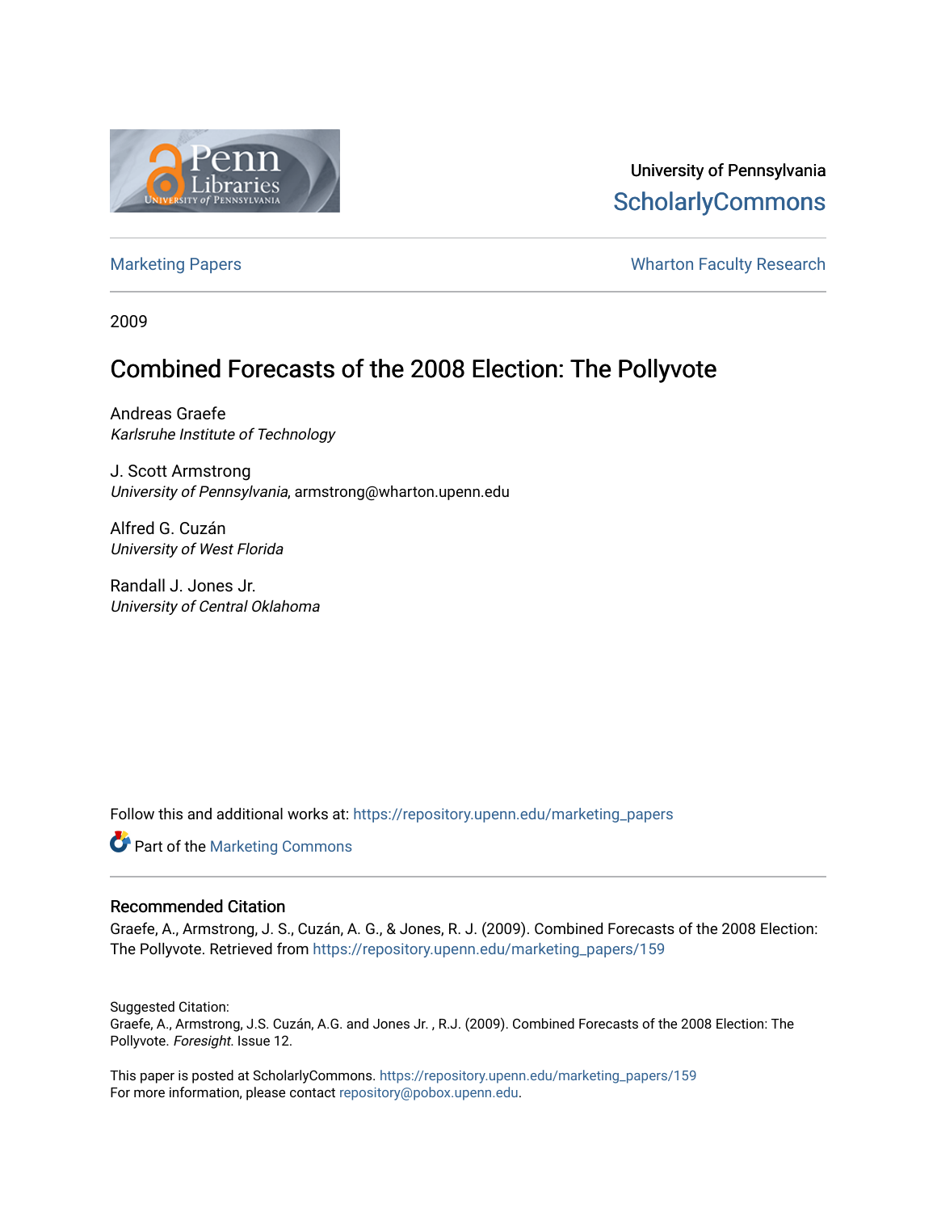University of Pennsylvania
ScholarlyCommons

Marketing Papers | Wharton Faculty Research

2009

# Combined Forecasts of the 2008 Election: The Pollyvote

Andreas Graefe
*Karlsruhe Institute of Technology*

J. Scott Armstrong
*University of Pennsylvania*, armstrong@wharton.upenn.edu

Alfred G. Cuzán
*University of West Florida*

Randall J. Jones Jr.
*University of Central Oklahoma*

Follow this and additional works at: https://repository.upenn.edu/marketing_papers

Part of the Marketing Commons

## Recommended Citation

Graefe, A., Armstrong, J. S., Cuzán, A. G., & Jones, R. J. (2009). Combined Forecasts of the 2008 Election: The Pollyvote. Retrieved from https://repository.upenn.edu/marketing_papers/159

Suggested Citation:
Graefe, A., Armstrong, J.S. Cuzán, A.G. and Jones Jr. , R.J. (2009). Combined Forecasts of the 2008 Election: The Pollyvote. *Foresight*. Issue 12.

This paper is posted at ScholarlyCommons. https://repository.upenn.edu/marketing_papers/159
For more information, please contact repository@pobox.upenn.edu.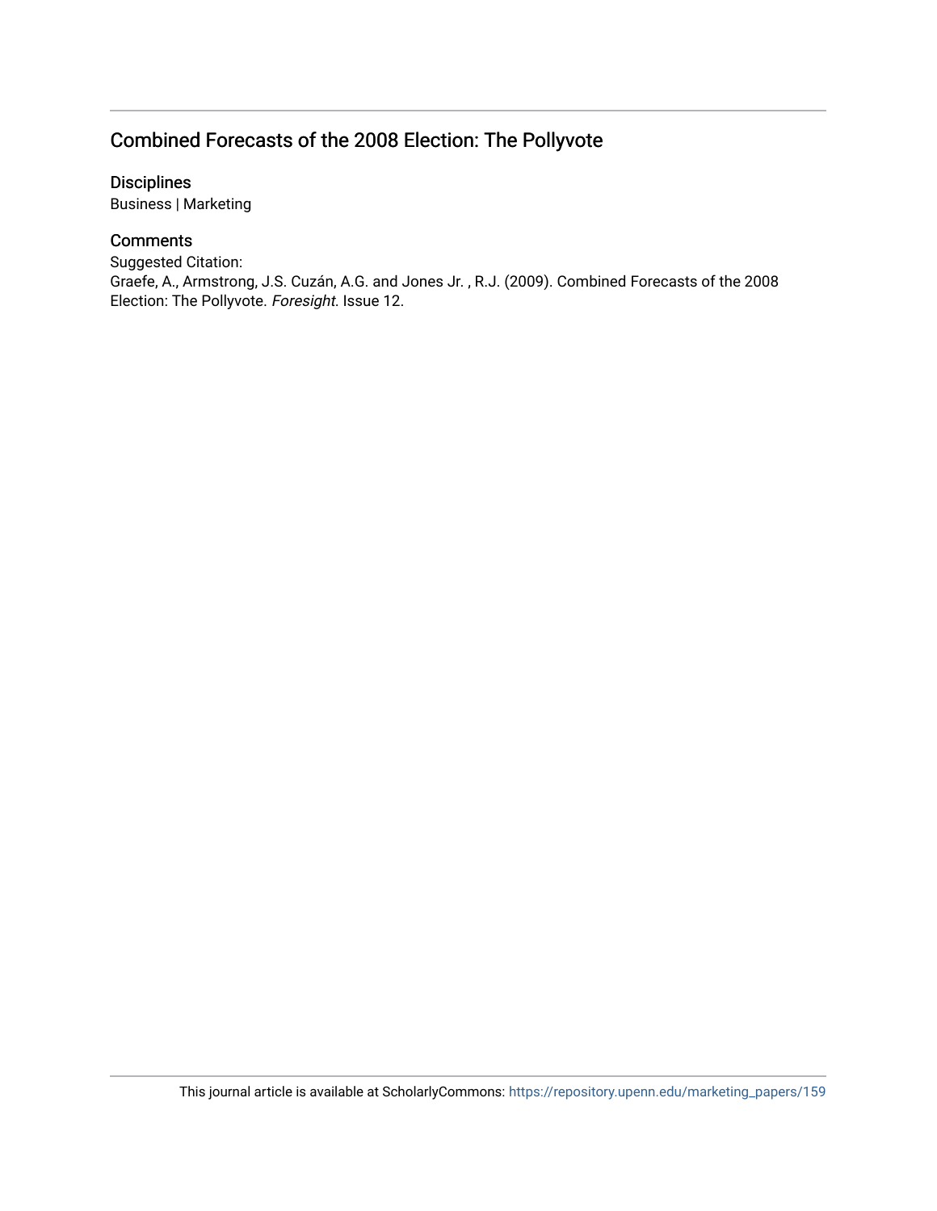# Combined Forecasts of the 2008 Election: The Pollyvote

## Disciplines

Business | Marketing

## Comments

Suggested Citation:
Graefe, A., Armstrong, J.S. Cuzán, A.G. and Jones Jr. , R.J. (2009). Combined Forecasts of the 2008 Election: The Pollyvote. *Foresight*. Issue 12.

This journal article is available at ScholarlyCommons: https://repository.upenn.edu/marketing_papers/159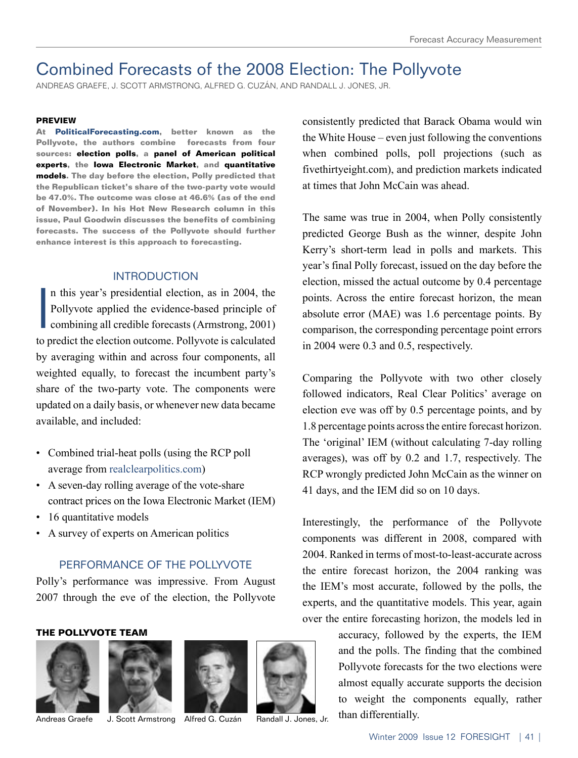# Combined Forecasts of the 2008 Election: The Pollyvote

ANDREAS GRAEFE, J. SCOTT ARMSTRONG, ALFRED G. CUZÁN, AND RANDALL J. JONES, JR.

**PREVIEW**

**At PoliticalForecasting.com, better known as the Pollyvote, the authors combine forecasts from four sources: election polls, a panel of American political experts, the Iowa Electronic Market, and quantitative models. The day before the election, Polly predicted that the Republican ticket's share of the two-party vote would be 47.0%. The outcome was close at 46.6% (as of the end of November). In his Hot New Research column in this issue, Paul Goodwin discusses the benefits of combining forecasts. The success of the Pollyvote should further enhance interest is this approach to forecasting.**

## INTRODUCTION

In this year's presidential election, as in 2004, the Pollyvote applied the evidence-based principle of combining all credible forecasts (Armstrong, 2001) to predict the election outcome. Pollyvote is calculated by averaging within and across four components, all weighted equally, to forecast the incumbent party's share of the two-party vote. The components were updated on a daily basis, or whenever new data became available, and included:

- Combined trial-heat polls (using the RCP poll average from realclearpolitics.com)
- A seven-day rolling average of the vote-share contract prices on the Iowa Electronic Market (IEM)
- 16 quantitative models
- A survey of experts on American politics

## PERFORMANCE OF THE POLLYVOTE

Polly's performance was impressive. From August 2007 through the eve of the election, the Pollyvote consistently predicted that Barack Obama would win the White House – even just following the conventions when combined polls, poll projections (such as fivethirtyeight.com), and prediction markets indicated at times that John McCain was ahead.

The same was true in 2004, when Polly consistently predicted George Bush as the winner, despite John Kerry's short-term lead in polls and markets. This year's final Polly forecast, issued on the day before the election, missed the actual outcome by 0.4 percentage points. Across the entire forecast horizon, the mean absolute error (MAE) was 1.6 percentage points. By comparison, the corresponding percentage point errors in 2004 were 0.3 and 0.5, respectively.

Comparing the Pollyvote with two other closely followed indicators, Real Clear Politics' average on election eve was off by 0.5 percentage points, and by 1.8 percentage points across the entire forecast horizon. The 'original' IEM (without calculating 7-day rolling averages), was off by 0.2 and 1.7, respectively. The RCP wrongly predicted John McCain as the winner on 41 days, and the IEM did so on 10 days.

Interestingly, the performance of the Pollyvote components was different in 2008, compared with 2004. Ranked in terms of most-to-least-accurate across the entire forecast horizon, the 2004 ranking was the IEM's most accurate, followed by the polls, the experts, and the quantitative models. This year, again over the entire forecasting horizon, the models led in accuracy, followed by the experts, the IEM and the polls. The finding that the combined Pollyvote forecasts for the two elections were almost equally accurate supports the decision to weight the components equally, rather than differentially.

**THE POLLYVOTE TEAM**

Andreas Graefe, J. Scott Armstrong, Alfred G. Cuzán, Randall J. Jones, Jr.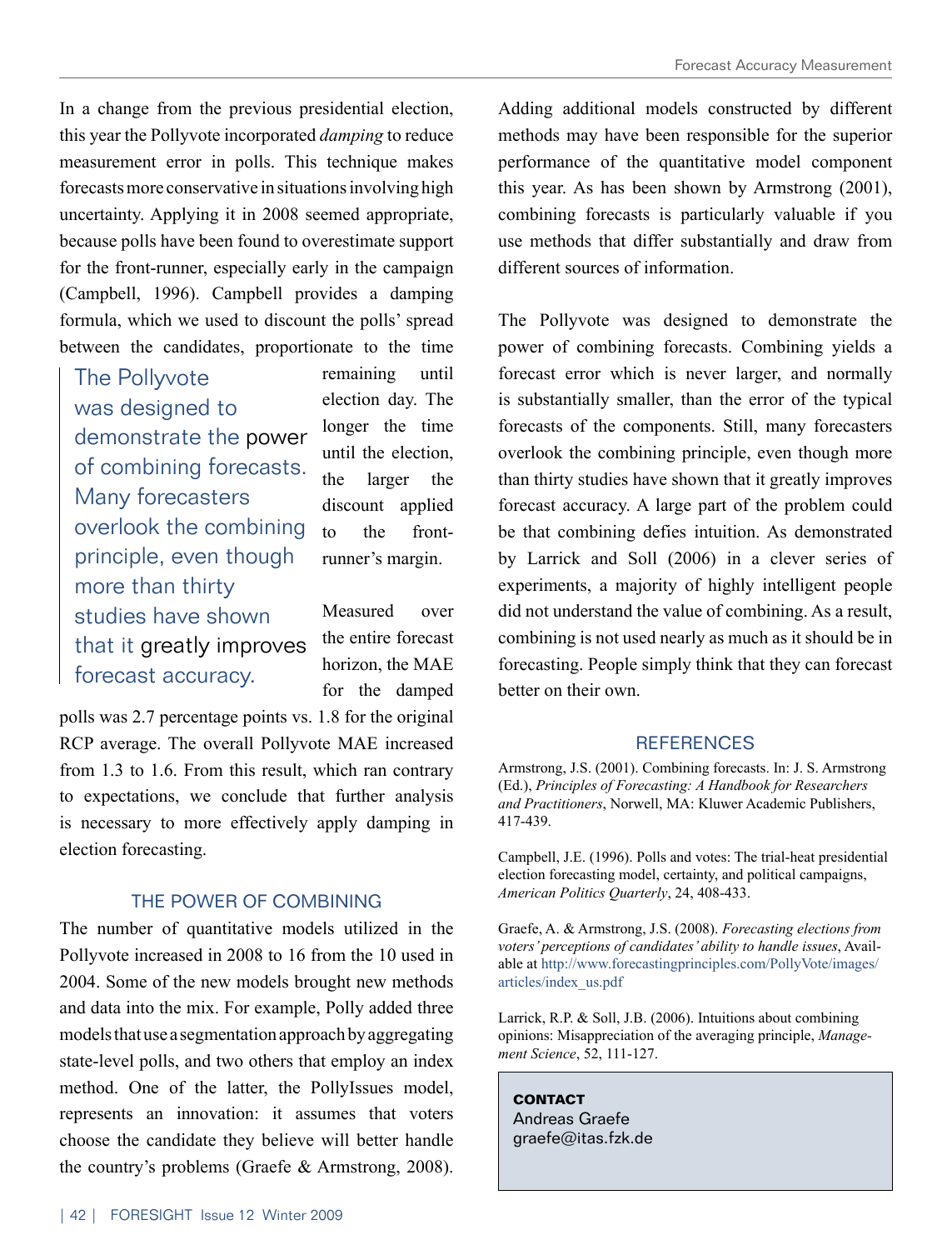In a change from the previous presidential election, this year the Pollyvote incorporated *damping* to reduce measurement error in polls. This technique makes forecasts more conservative in situations involving high uncertainty. Applying it in 2008 seemed appropriate, because polls have been found to overestimate support for the front-runner, especially early in the campaign (Campbell, 1996). Campbell provides a damping formula, which we used to discount the polls' spread between the candidates, proportionate to the time remaining until election day. The longer the time until the election, the larger the discount applied to the front-runner's margin.

> The Pollyvote was designed to demonstrate the power of combining forecasts. Many forecasters overlook the combining principle, even though more than thirty studies have shown that it greatly improves forecast accuracy.

Measured over the entire forecast horizon, the MAE for the damped polls was 2.7 percentage points vs. 1.8 for the original RCP average. The overall Pollyvote MAE increased from 1.3 to 1.6. From this result, which ran contrary to expectations, we conclude that further analysis is necessary to more effectively apply damping in election forecasting.

## THE POWER OF COMBINING

The number of quantitative models utilized in the Pollyvote increased in 2008 to 16 from the 10 used in 2004. Some of the new models brought new methods and data into the mix. For example, Polly added three models that use a segmentation approach by aggregating state-level polls, and two others that employ an index method. One of the latter, the PollyIssues model, represents an innovation: it assumes that voters choose the candidate they believe will better handle the country's problems (Graefe & Armstrong, 2008).

Adding additional models constructed by different methods may have been responsible for the superior performance of the quantitative model component this year. As has been shown by Armstrong (2001), combining forecasts is particularly valuable if you use methods that differ substantially and draw from different sources of information.

The Pollyvote was designed to demonstrate the power of combining forecasts. Combining yields a forecast error which is never larger, and normally is substantially smaller, than the error of the typical forecasts of the components. Still, many forecasters overlook the combining principle, even though more than thirty studies have shown that it greatly improves forecast accuracy. A large part of the problem could be that combining defies intuition. As demonstrated by Larrick and Soll (2006) in a clever series of experiments, a majority of highly intelligent people did not understand the value of combining. As a result, combining is not used nearly as much as it should be in forecasting. People simply think that they can forecast better on their own.

## REFERENCES

Armstrong, J.S. (2001). Combining forecasts. In: J. S. Armstrong (Ed.), *Principles of Forecasting: A Handbook for Researchers and Practitioners*, Norwell, MA: Kluwer Academic Publishers, 417-439.

Campbell, J.E. (1996). Polls and votes: The trial-heat presidential election forecasting model, certainty, and political campaigns, *American Politics Quarterly*, 24, 408-433.

Graefe, A. & Armstrong, J.S. (2008). *Forecasting elections from voters' perceptions of candidates' ability to handle issues*, Available at http://www.forecastingprinciples.com/PollyVote/images/articles/index_us.pdf

Larrick, R.P. & Soll, J.B. (2006). Intuitions about combining opinions: Misappreciation of the averaging principle, *Management Science*, 52, 111-127.

**CONTACT**
Andreas Graefe
graefe@itas.fzk.de